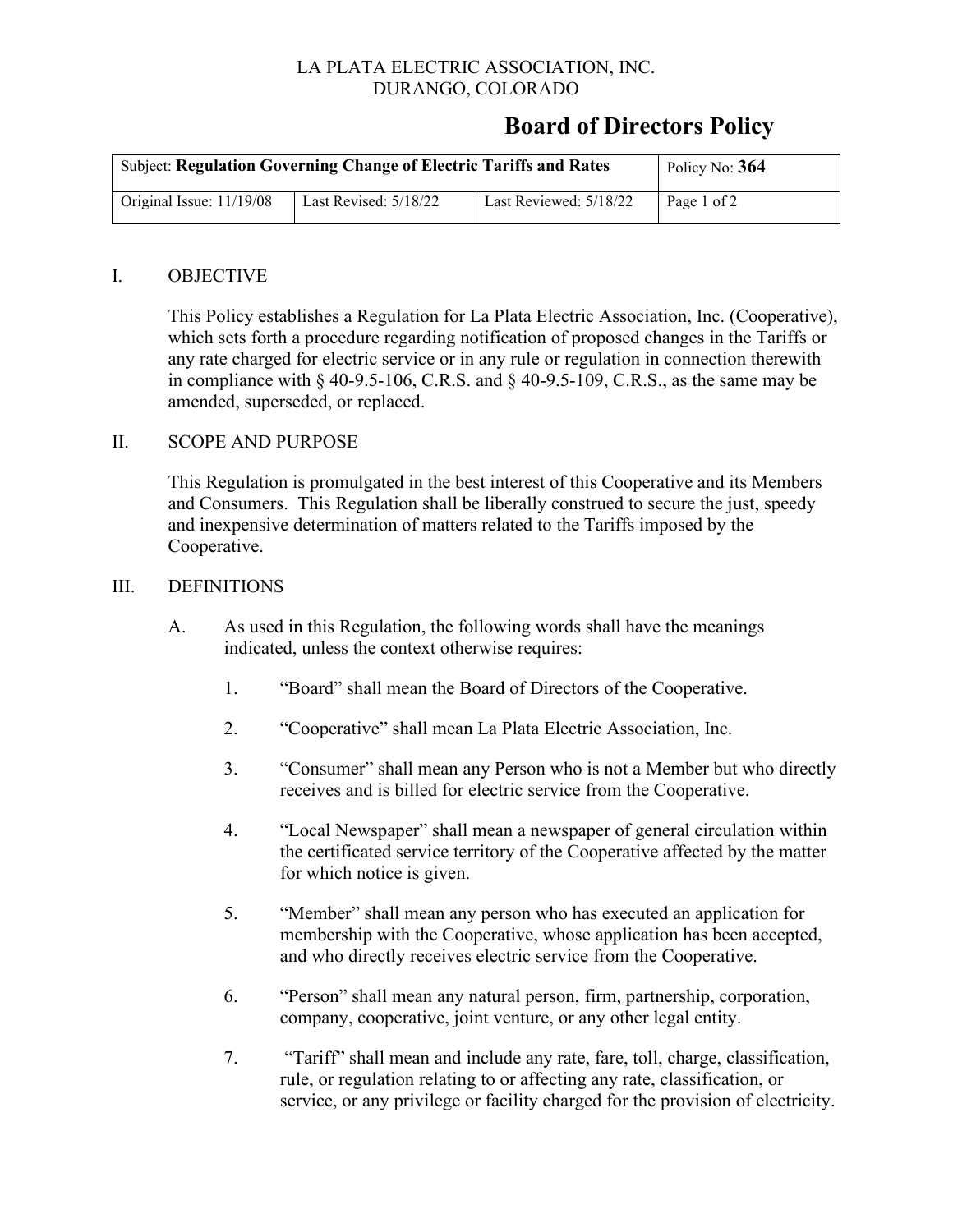LA PLATA ELECTRIC ASSOCIATION, INC.
DURANGO, COLORADO

# Board of Directors Policy

| Subject: **Regulation Governing Change of Electric Tariffs and Rates** | | | Policy No: **364** |
|---|---|---|---|
| Original Issue: 11/19/08 | Last Revised: 5/18/22 | Last Reviewed: 5/18/22 | Page 1 of 2 |

## I. OBJECTIVE

This Policy establishes a Regulation for La Plata Electric Association, Inc. (Cooperative), which sets forth a procedure regarding notification of proposed changes in the Tariffs or any rate charged for electric service or in any rule or regulation in connection therewith in compliance with § 40-9.5-106, C.R.S. and § 40-9.5-109, C.R.S., as the same may be amended, superseded, or replaced.

## II. SCOPE AND PURPOSE

This Regulation is promulgated in the best interest of this Cooperative and its Members and Consumers. This Regulation shall be liberally construed to secure the just, speedy and inexpensive determination of matters related to the Tariffs imposed by the Cooperative.

## III. DEFINITIONS

A. As used in this Regulation, the following words shall have the meanings indicated, unless the context otherwise requires:

1. "Board" shall mean the Board of Directors of the Cooperative.

2. "Cooperative" shall mean La Plata Electric Association, Inc.

3. "Consumer" shall mean any Person who is not a Member but who directly receives and is billed for electric service from the Cooperative.

4. "Local Newspaper" shall mean a newspaper of general circulation within the certificated service territory of the Cooperative affected by the matter for which notice is given.

5. "Member" shall mean any person who has executed an application for membership with the Cooperative, whose application has been accepted, and who directly receives electric service from the Cooperative.

6. "Person" shall mean any natural person, firm, partnership, corporation, company, cooperative, joint venture, or any other legal entity.

7. "Tariff" shall mean and include any rate, fare, toll, charge, classification, rule, or regulation relating to or affecting any rate, classification, or service, or any privilege or facility charged for the provision of electricity.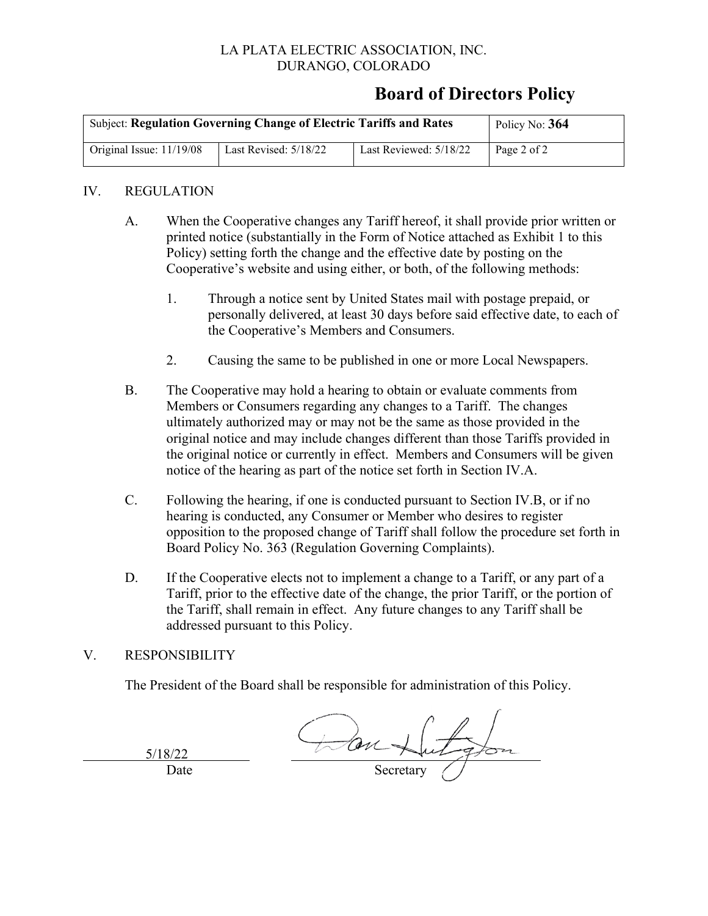## IV. REGULATION

A. When the Cooperative changes any Tariff hereof, it shall provide prior written or printed notice (substantially in the Form of Notice attached as Exhibit 1 to this Policy) setting forth the change and the effective date by posting on the Cooperative's website and using either, or both, of the following methods:

1. Through a notice sent by United States mail with postage prepaid, or personally delivered, at least 30 days before said effective date, to each of the Cooperative's Members and Consumers.

2. Causing the same to be published in one or more Local Newspapers.

B. The Cooperative may hold a hearing to obtain or evaluate comments from Members or Consumers regarding any changes to a Tariff. The changes ultimately authorized may or may not be the same as those provided in the original notice and may include changes different than those Tariffs provided in the original notice or currently in effect. Members and Consumers will be given notice of the hearing as part of the notice set forth in Section IV.A.

C. Following the hearing, if one is conducted pursuant to Section IV.B, or if no hearing is conducted, any Consumer or Member who desires to register opposition to the proposed change of Tariff shall follow the procedure set forth in Board Policy No. 363 (Regulation Governing Complaints).

D. If the Cooperative elects not to implement a change to a Tariff, or any part of a Tariff, prior to the effective date of the change, the prior Tariff, or the portion of the Tariff, shall remain in effect. Any future changes to any Tariff shall be addressed pursuant to this Policy.

## V. RESPONSIBILITY

The President of the Board shall be responsible for administration of this Policy.

5/18/22
Date

Secretary